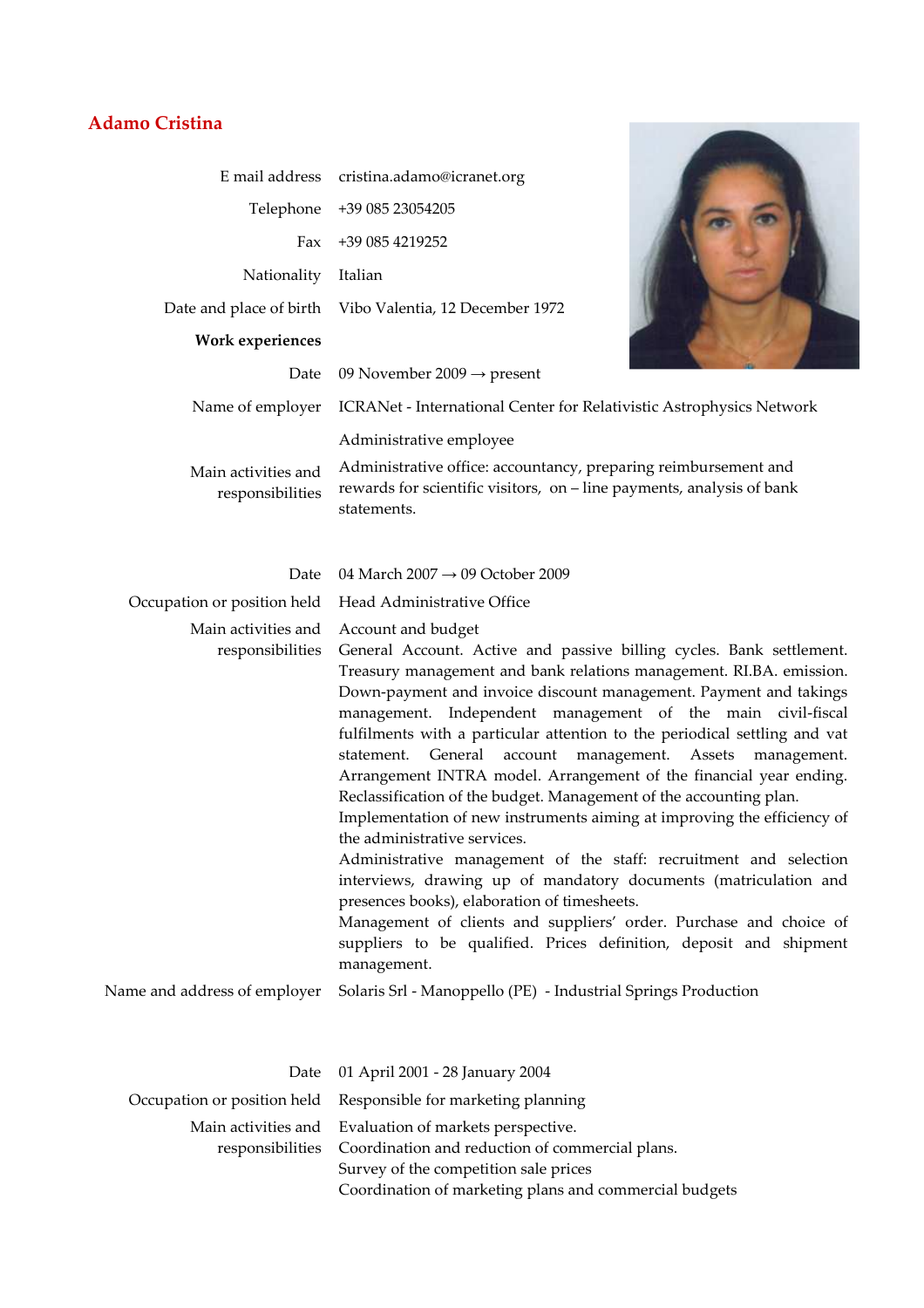# Adamo Cristina

| | |
|---|---|
| E mail address | cristina.adamo@icranet.org |
| Telephone | +39 085 23054205 |
| Fax | +39 085 4219252 |
| Nationality | Italian |
| Date and place of birth | Vibo Valentia, 12 December 1972 |

**Work experiences**

| | |
|---|---|
| Date | 09 November 2009 → present |
| Name of employer | ICRANet - International Center for Relativistic Astrophysics Network |
| | Administrative employee |
| Main activities and responsibilities | Administrative office: accountancy, preparing reimbursement and rewards for scientific visitors, on – line payments, analysis of bank statements. |

| | |
|---|---|
| Date | 04 March 2007 → 09 October 2009 |
| Occupation or position held | Head Administrative Office |
| Main activities and responsibilities | Account and budget<br>General Account. Active and passive billing cycles. Bank settlement. Treasury management and bank relations management. RI.BA. emission. Down-payment and invoice discount management. Payment and takings management. Independent management of the main civil-fiscal fulfilments with a particular attention to the periodical settling and vat statement. General account management. Assets management. Arrangement INTRA model. Arrangement of the financial year ending. Reclassification of the budget. Management of the accounting plan.<br>Implementation of new instruments aiming at improving the efficiency of the administrative services.<br>Administrative management of the staff: recruitment and selection interviews, drawing up of mandatory documents (matriculation and presences books), elaboration of timesheets.<br>Management of clients and suppliers' order. Purchase and choice of suppliers to be qualified. Prices definition, deposit and shipment management. |
| Name and address of employer | Solaris Srl - Manoppello (PE) - Industrial Springs Production |

| | |
|---|---|
| Date | 01 April 2001 - 28 January 2004 |
| Occupation or position held | Responsible for marketing planning |
| Main activities and responsibilities | Evaluation of markets perspective.<br>Coordination and reduction of commercial plans.<br>Survey of the competition sale prices<br>Coordination of marketing plans and commercial budgets |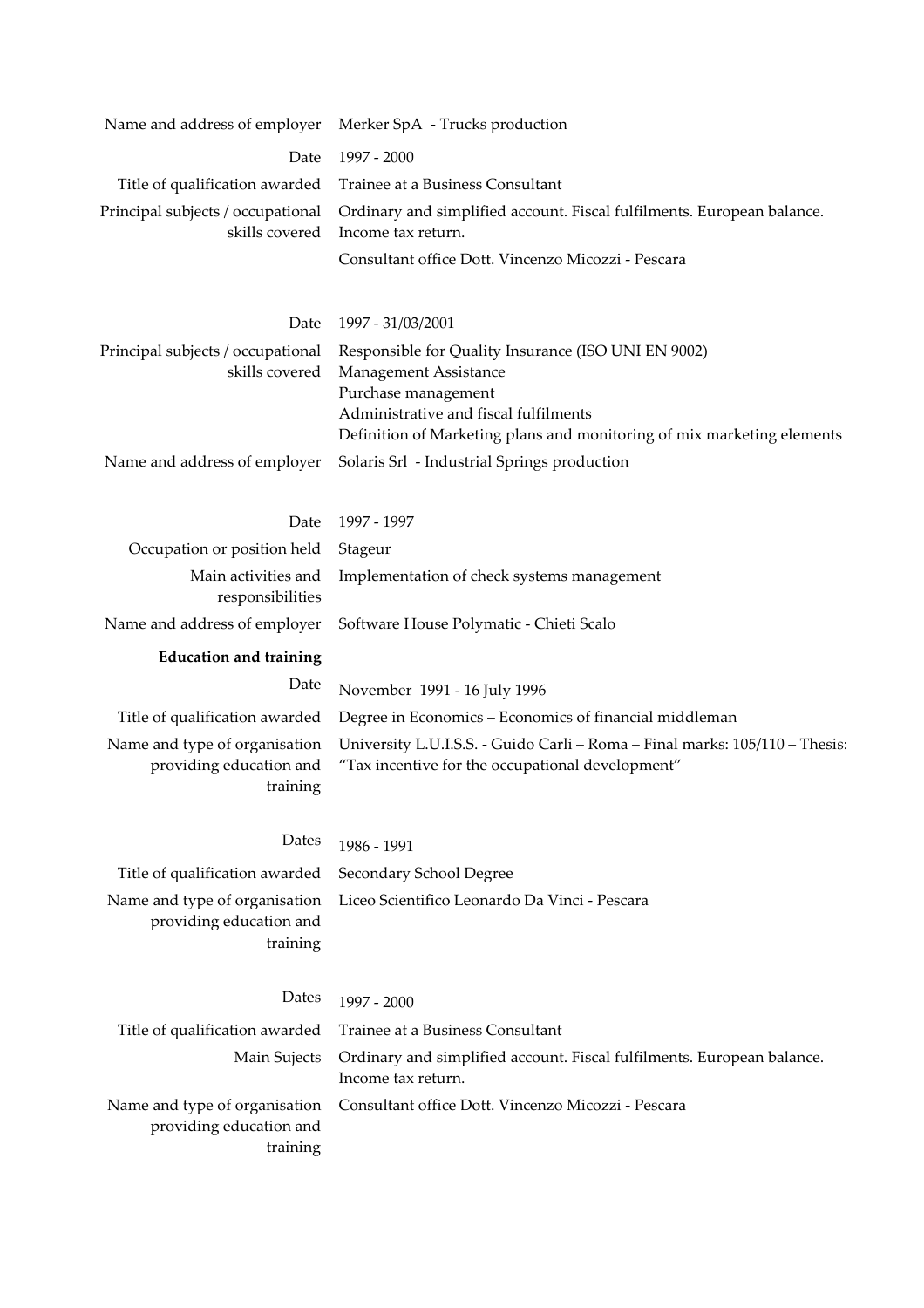| | |
|---|---|
| Name and address of employer | Merker SpA - Trucks production |
| Date | 1997 - 2000 |
| Title of qualification awarded | Trainee at a Business Consultant |
| Principal subjects / occupational skills covered | Ordinary and simplified account. Fiscal fulfilments. European balance. Income tax return. |
| | Consultant office Dott. Vincenzo Micozzi - Pescara |

| | |
|---|---|
| Date | 1997 - 31/03/2001 |
| Principal subjects / occupational skills covered | Responsible for Quality Insurance (ISO UNI EN 9002)<br>Management Assistance<br>Purchase management<br>Administrative and fiscal fulfilments<br>Definition of Marketing plans and monitoring of mix marketing elements |
| Name and address of employer | Solaris Srl - Industrial Springs production |

| | |
|---|---|
| Date | 1997 - 1997 |
| Occupation or position held | Stageur |
| Main activities and responsibilities | Implementation of check systems management |
| Name and address of employer | Software House Polymatic - Chieti Scalo |

**Education and training**

| | |
|---|---|
| Date | November 1991 - 16 July 1996 |
| Title of qualification awarded | Degree in Economics – Economics of financial middleman |
| Name and type of organisation providing education and training | University L.U.I.S.S. - Guido Carli – Roma – Final marks: 105/110 – Thesis: "Tax incentive for the occupational development" |

| | |
|---|---|
| Dates | 1986 - 1991 |
| Title of qualification awarded | Secondary School Degree |
| Name and type of organisation providing education and training | Liceo Scientifico Leonardo Da Vinci - Pescara |

| | |
|---|---|
| Dates | 1997 - 2000 |
| Title of qualification awarded | Trainee at a Business Consultant |
| Main Sujects | Ordinary and simplified account. Fiscal fulfilments. European balance. Income tax return. |
| Name and type of organisation providing education and training | Consultant office Dott. Vincenzo Micozzi - Pescara |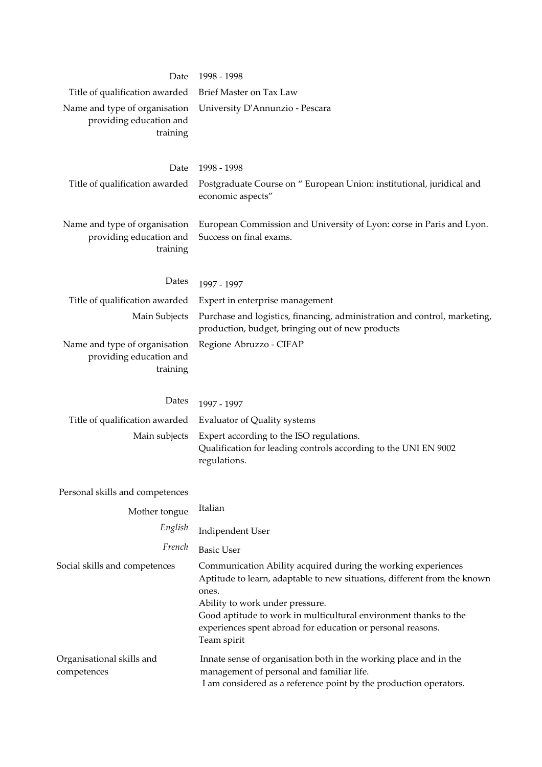| | |
|---|---|
| Date | 1998 - 1998 |
| Title of qualification awarded | Brief Master on Tax Law |
| Name and type of organisation providing education and training | University D'Annunzio - Pescara |

| | |
|---|---|
| Date | 1998 - 1998 |
| Title of qualification awarded | Postgraduate Course on " European Union: institutional, juridical and economic aspects" |
| Name and type of organisation providing education and training | European Commission and University of Lyon: corse in Paris and Lyon. Success on final exams. |

| | |
|---|---|
| Dates | 1997 - 1997 |
| Title of qualification awarded | Expert in enterprise management |
| Main Subjects | Purchase and logistics, financing, administration and control, marketing, production, budget, bringing out of new products |
| Name and type of organisation providing education and training | Regione Abruzzo - CIFAP |

| | |
|---|---|
| Dates | 1997 - 1997 |
| Title of qualification awarded | Evaluator of Quality systems |
| Main subjects | Expert according to the ISO regulations.<br>Qualification for leading controls according to the UNI EN 9002 regulations. |

## Personal skills and competences

| | |
|---|---|
| Mother tongue | Italian |
| *English* | Indipendent User |
| *French* | Basic User |

| | |
|---|---|
| Social skills and competences | Communication Ability acquired during the working experiences<br>Aptitude to learn, adaptable to new situations, different from the known ones.<br>Ability to work under pressure.<br>Good aptitude to work in multicultural environment thanks to the experiences spent abroad for education or personal reasons.<br>Team spirit |
| Organisational skills and competences | Innate sense of organisation both in the working place and in the management of personal and familiar life.<br>I am considered as a reference point by the production operators. |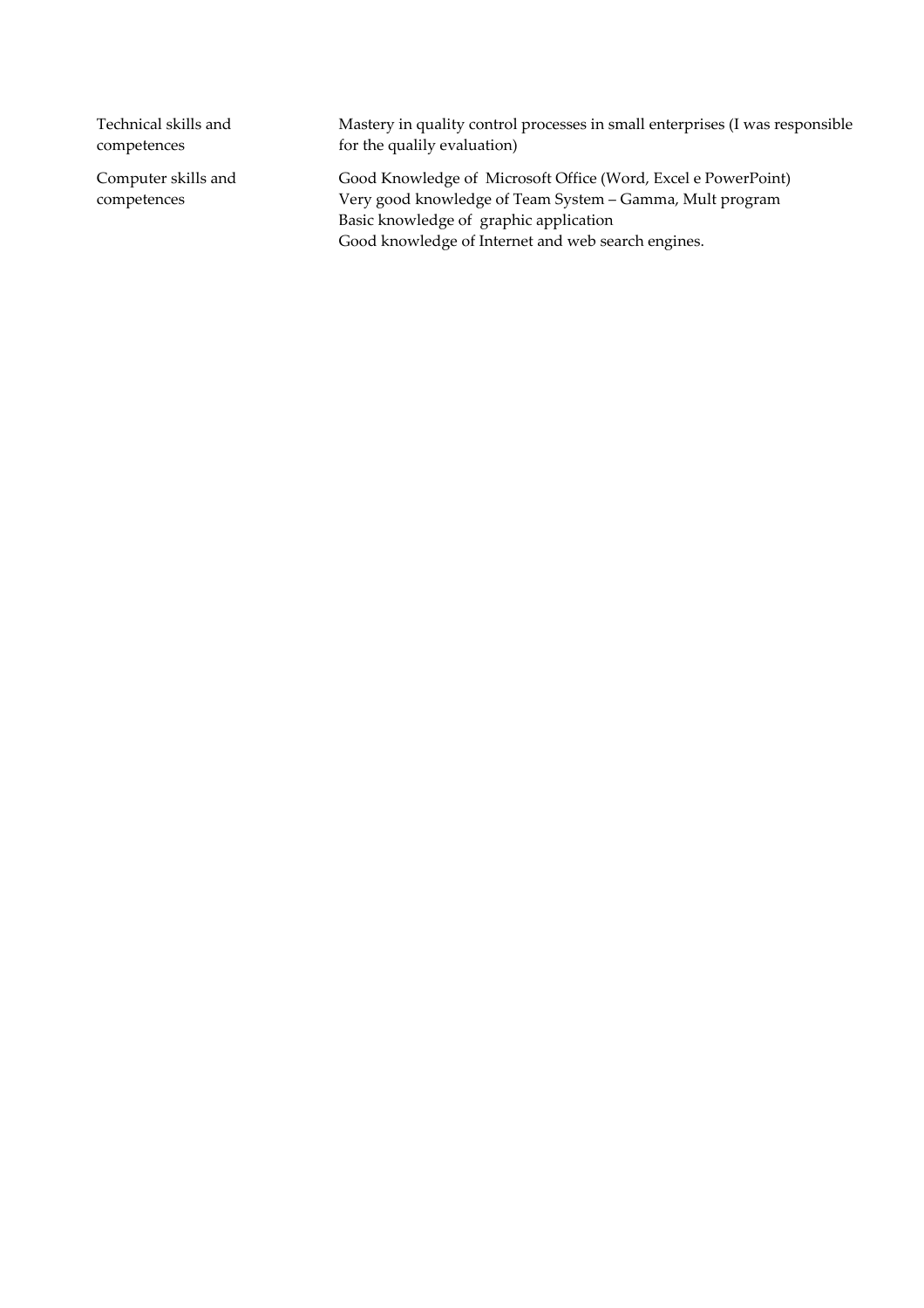| | |
|---|---|
| Technical skills and competences | Mastery in quality control processes in small enterprises (I was responsible for the qualily evaluation) |
| Computer skills and competences | Good Knowledge of Microsoft Office (Word, Excel e PowerPoint)<br>Very good knowledge of Team System – Gamma, Mult program<br>Basic knowledge of graphic application<br>Good knowledge of Internet and web search engines. |